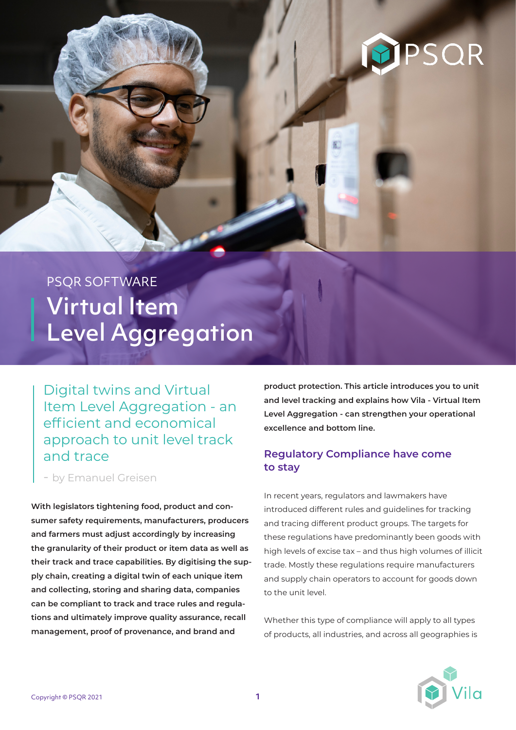PSQR SOFTWARE

# Virtual Item Level Aggregation

## Digital twins and Virtual Item Level Aggregation - an efficient and economical approach to unit level track and trace

- by Emanuel Greisen

**With legislators tightening food, product and consumer safety requirements, manufacturers, producers and farmers must adjust accordingly by increasing the granularity of their product or item data as well as their track and trace capabilities. By digitising the supply chain, creating a digital twin of each unique item and collecting, storing and sharing data, companies can be compliant to track and trace rules and regulations and ultimately improve quality assurance, recall management, proof of provenance, and brand and product protection. This article introduces you to unit and level tracking and explains how Vila - Virtual Item Level Aggregation - can strengthen your operational excellence and bottom line.**

### Regulatory Compliance have come to stay

In recent years, regulators and lawmakers have introduced different rules and guidelines for tracking and tracing different product groups. The targets for these regulations have predominantly been goods with high levels of excise tax – and thus high volumes of illicit trade. Mostly these regulations require manufacturers and supply chain operators to account for goods down to the unit level.

Whether this type of compliance will apply to all types of products, all industries, and across all geographies is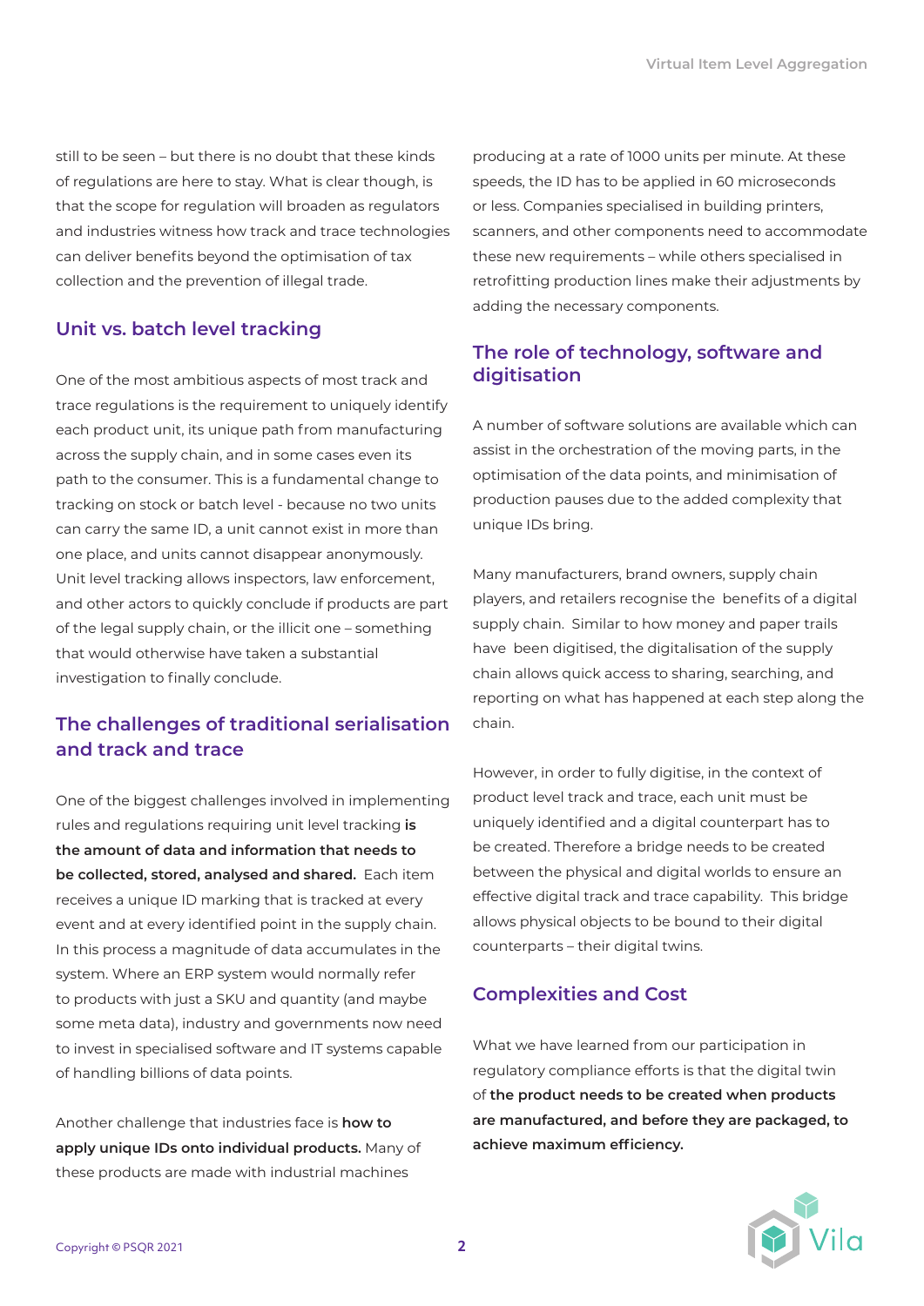still to be seen – but there is no doubt that these kinds of regulations are here to stay. What is clear though, is that the scope for regulation will broaden as regulators and industries witness how track and trace technologies can deliver benefits beyond the optimisation of tax collection and the prevention of illegal trade.

## Unit vs. batch level tracking

One of the most ambitious aspects of most track and trace regulations is the requirement to uniquely identify each product unit, its unique path from manufacturing across the supply chain, and in some cases even its path to the consumer. This is a fundamental change to tracking on stock or batch level - because no two units can carry the same ID, a unit cannot exist in more than one place, and units cannot disappear anonymously. Unit level tracking allows inspectors, law enforcement, and other actors to quickly conclude if products are part of the legal supply chain, or the illicit one – something that would otherwise have taken a substantial investigation to finally conclude.

## The challenges of traditional serialisation and track and trace

One of the biggest challenges involved in implementing rules and regulations requiring unit level tracking **is the amount of data and information that needs to be collected, stored, analysed and shared.** Each item receives a unique ID marking that is tracked at every event and at every identified point in the supply chain. In this process a magnitude of data accumulates in the system. Where an ERP system would normally refer to products with just a SKU and quantity (and maybe some meta data), industry and governments now need to invest in specialised software and IT systems capable of handling billions of data points.

Another challenge that industries face is **how to apply unique IDs onto individual products.** Many of these products are made with industrial machines producing at a rate of 1000 units per minute. At these speeds, the ID has to be applied in 60 microseconds or less. Companies specialised in building printers, scanners, and other components need to accommodate these new requirements – while others specialised in retrofitting production lines make their adjustments by adding the necessary components.

## The role of technology, software and digitisation

A number of software solutions are available which can assist in the orchestration of the moving parts, in the optimisation of the data points, and minimisation of production pauses due to the added complexity that unique IDs bring.

Many manufacturers, brand owners, supply chain players, and retailers recognise the benefits of a digital supply chain. Similar to how money and paper trails have been digitised, the digitalisation of the supply chain allows quick access to sharing, searching, and reporting on what has happened at each step along the chain.

However, in order to fully digitise, in the context of product level track and trace, each unit must be uniquely identified and a digital counterpart has to be created. Therefore a bridge needs to be created between the physical and digital worlds to ensure an effective digital track and trace capability. This bridge allows physical objects to be bound to their digital counterparts – their digital twins.

## Complexities and Cost

What we have learned from our participation in regulatory compliance efforts is that the digital twin of **the product needs to be created when products are manufactured, and before they are packaged, to achieve maximum efficiency.**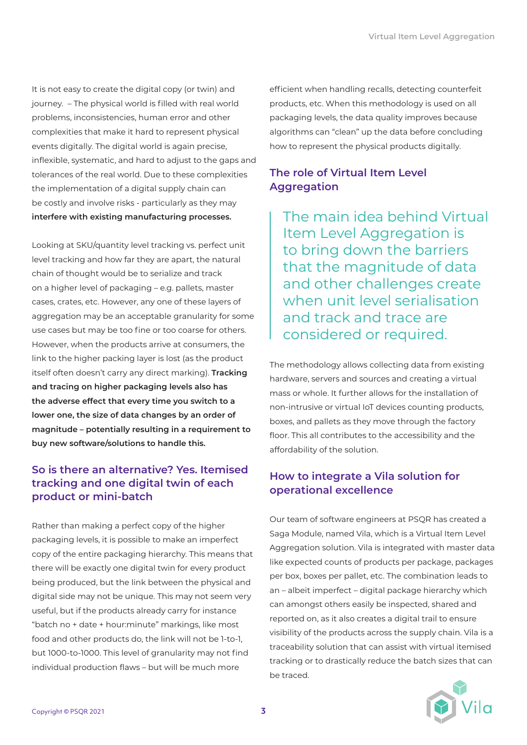It is not easy to create the digital copy (or twin) and journey. – The physical world is filled with real world problems, inconsistencies, human error and other complexities that make it hard to represent physical events digitally. The digital world is again precise, inflexible, systematic, and hard to adjust to the gaps and tolerances of the real world. Due to these complexities the implementation of a digital supply chain can be costly and involve risks - particularly as they may **interfere with existing manufacturing processes.**

Looking at SKU/quantity level tracking vs. perfect unit level tracking and how far they are apart, the natural chain of thought would be to serialize and track on a higher level of packaging – e.g. pallets, master cases, crates, etc. However, any one of these layers of aggregation may be an acceptable granularity for some use cases but may be too fine or too coarse for others. However, when the products arrive at consumers, the link to the higher packing layer is lost (as the product itself often doesn't carry any direct marking). **Tracking and tracing on higher packaging levels also has the adverse effect that every time you switch to a lower one, the size of data changes by an order of magnitude – potentially resulting in a requirement to buy new software/solutions to handle this.**

## So is there an alternative? Yes. Itemised tracking and one digital twin of each product or mini-batch

Rather than making a perfect copy of the higher packaging levels, it is possible to make an imperfect copy of the entire packaging hierarchy. This means that there will be exactly one digital twin for every product being produced, but the link between the physical and digital side may not be unique. This may not seem very useful, but if the products already carry for instance "batch no + date + hour:minute" markings, like most food and other products do, the link will not be 1-to-1, but 1000-to-1000. This level of granularity may not find individual production flaws – but will be much more efficient when handling recalls, detecting counterfeit products, etc. When this methodology is used on all packaging levels, the data quality improves because algorithms can "clean" up the data before concluding how to represent the physical products digitally.

## The role of Virtual Item Level Aggregation

> The main idea behind Virtual Item Level Aggregation is to bring down the barriers that the magnitude of data and other challenges create when unit level serialisation and track and trace are considered or required.

The methodology allows collecting data from existing hardware, servers and sources and creating a virtual mass or whole. It further allows for the installation of non-intrusive or virtual IoT devices counting products, boxes, and pallets as they move through the factory floor. This all contributes to the accessibility and the affordability of the solution.

## How to integrate a Vila solution for operational excellence

Our team of software engineers at PSQR has created a Saga Module, named Vila, which is a Virtual Item Level Aggregation solution. Vila is integrated with master data like expected counts of products per package, packages per box, boxes per pallet, etc. The combination leads to an – albeit imperfect – digital package hierarchy which can amongst others easily be inspected, shared and reported on, as it also creates a digital trail to ensure visibility of the products across the supply chain. Vila is a traceability solution that can assist with virtual itemised tracking or to drastically reduce the batch sizes that can be traced.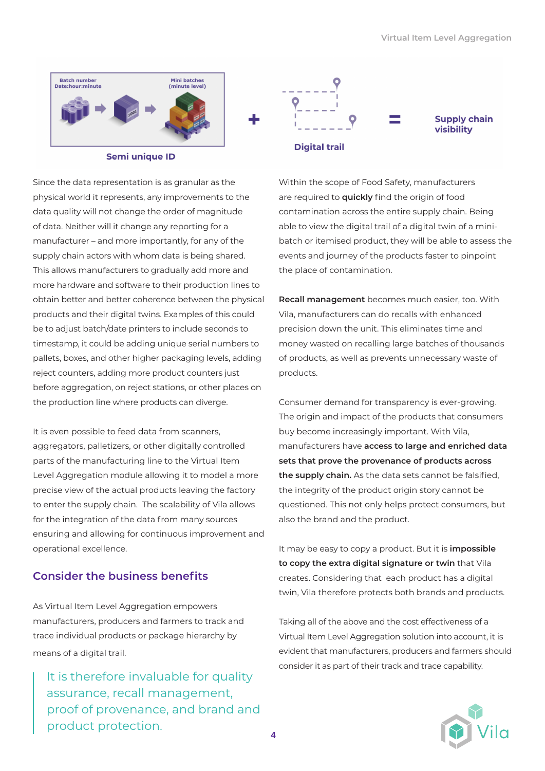Batch number Date:hour:minute

Mini batches (minute level)

Semi unique ID

+

Digital trail

=

Supply chain visibility

Since the data representation is as granular as the physical world it represents, any improvements to the data quality will not change the order of magnitude of data. Neither will it change any reporting for a manufacturer – and more importantly, for any of the supply chain actors with whom data is being shared. This allows manufacturers to gradually add more and more hardware and software to their production lines to obtain better and better coherence between the physical products and their digital twins. Examples of this could be to adjust batch/date printers to include seconds to timestamp, it could be adding unique serial numbers to pallets, boxes, and other higher packaging levels, adding reject counters, adding more product counters just before aggregation, on reject stations, or other places on the production line where products can diverge.

It is even possible to feed data from scanners, aggregators, palletizers, or other digitally controlled parts of the manufacturing line to the Virtual Item Level Aggregation module allowing it to model a more precise view of the actual products leaving the factory to enter the supply chain. The scalability of Vila allows for the integration of the data from many sources ensuring and allowing for continuous improvement and operational excellence.

## Consider the business benefits

As Virtual Item Level Aggregation empowers manufacturers, producers and farmers to track and trace individual products or package hierarchy by means of a digital trail.

> It is therefore invaluable for quality assurance, recall management, proof of provenance, and brand and product protection.

Within the scope of Food Safety, manufacturers are required to **quickly** find the origin of food contamination across the entire supply chain. Being able to view the digital trail of a digital twin of a mini-batch or itemised product, they will be able to assess the events and journey of the products faster to pinpoint the place of contamination.

**Recall management** becomes much easier, too. With Vila, manufacturers can do recalls with enhanced precision down the unit. This eliminates time and money wasted on recalling large batches of thousands of products, as well as prevents unnecessary waste of products.

Consumer demand for transparency is ever-growing. The origin and impact of the products that consumers buy become increasingly important. With Vila, manufacturers have **access to large and enriched data sets that prove the provenance of products across the supply chain.** As the data sets cannot be falsified, the integrity of the product origin story cannot be questioned. This not only helps protect consumers, but also the brand and the product.

It may be easy to copy a product. But it is **impossible to copy the extra digital signature or twin** that Vila creates. Considering that each product has a digital twin, Vila therefore protects both brands and products.

Taking all of the above and the cost effectiveness of a Virtual Item Level Aggregation solution into account, it is evident that manufacturers, producers and farmers should consider it as part of their track and trace capability.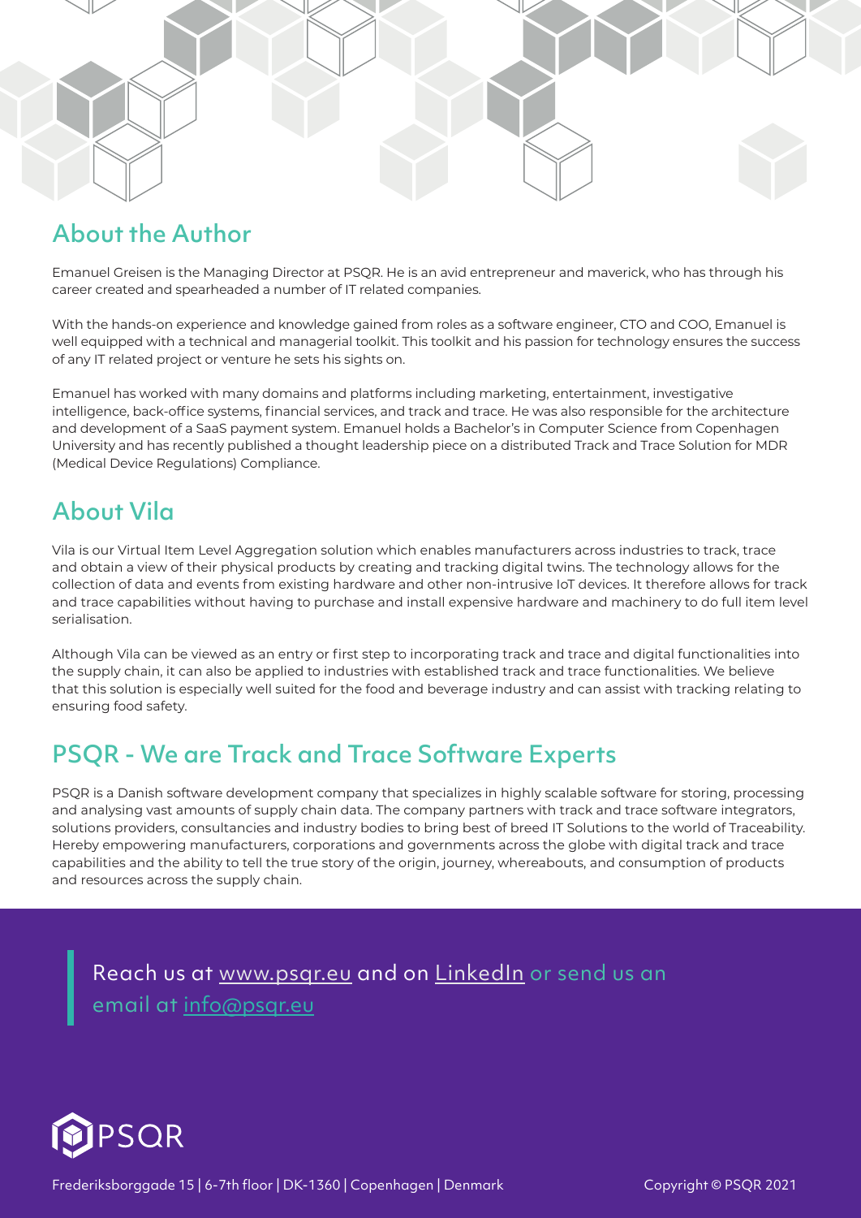## About the Author

Emanuel Greisen is the Managing Director at PSQR. He is an avid entrepreneur and maverick, who has through his career created and spearheaded a number of IT related companies.

With the hands-on experience and knowledge gained from roles as a software engineer, CTO and COO, Emanuel is well equipped with a technical and managerial toolkit. This toolkit and his passion for technology ensures the success of any IT related project or venture he sets his sights on.

Emanuel has worked with many domains and platforms including marketing, entertainment, investigative intelligence, back-office systems, financial services, and track and trace. He was also responsible for the architecture and development of a SaaS payment system. Emanuel holds a Bachelor's in Computer Science from Copenhagen University and has recently published a thought leadership piece on a distributed Track and Trace Solution for MDR (Medical Device Regulations) Compliance.

## About Vila

Vila is our Virtual Item Level Aggregation solution which enables manufacturers across industries to track, trace and obtain a view of their physical products by creating and tracking digital twins. The technology allows for the collection of data and events from existing hardware and other non-intrusive IoT devices. It therefore allows for track and trace capabilities without having to purchase and install expensive hardware and machinery to do full item level serialisation.

Although Vila can be viewed as an entry or first step to incorporating track and trace and digital functionalities into the supply chain, it can also be applied to industries with established track and trace functionalities. We believe that this solution is especially well suited for the food and beverage industry and can assist with tracking relating to ensuring food safety.

## PSQR - We are Track and Trace Software Experts

PSQR is a Danish software development company that specializes in highly scalable software for storing, processing and analysing vast amounts of supply chain data. The company partners with track and trace software integrators, solutions providers, consultancies and industry bodies to bring best of breed IT Solutions to the world of Traceability. Hereby empowering manufacturers, corporations and governments across the globe with digital track and trace capabilities and the ability to tell the true story of the origin, journey, whereabouts, and consumption of products and resources across the supply chain.

Reach us at www.psqr.eu and on LinkedIn or send us an email at info@psqr.eu

PSQR

Frederiksborggade 15 | 6-7th floor | DK-1360 | Copenhagen | Denmark

Copyright © PSQR 2021